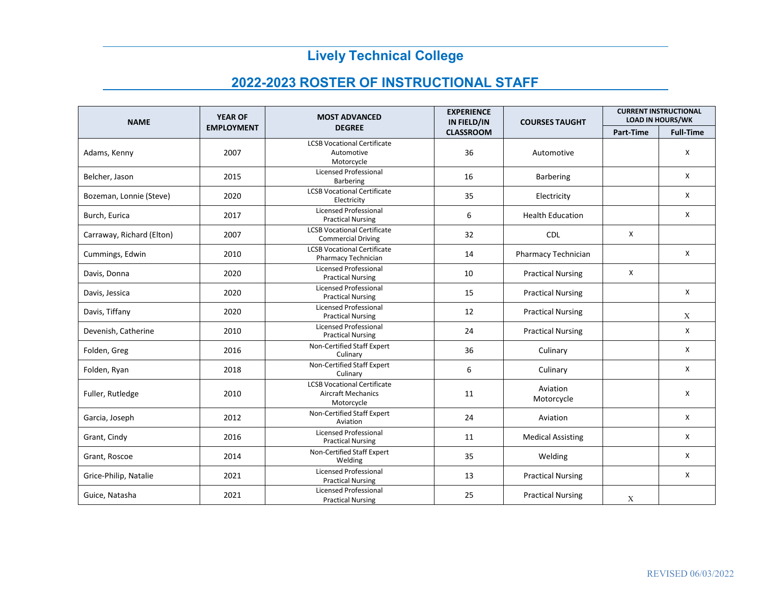# Lively Technical College

## 2022-2023 ROSTER OF INSTRUCTIONAL STAFF

| NAME | YEAR OF EMPLOYMENT | MOST ADVANCED DEGREE | EXPERIENCE IN FIELD/IN CLASSROOM | COURSES TAUGHT | CURRENT INSTRUCTIONAL LOAD IN HOURS/WK | |
|---|---|---|---|---|---|---|
| | | | | | Part-Time | Full-Time |
| Adams, Kenny | 2007 | LCSB Vocational Certificate Automotive Motorcycle | 36 | Automotive | | X |
| Belcher, Jason | 2015 | Licensed Professional Barbering | 16 | Barbering | | X |
| Bozeman, Lonnie (Steve) | 2020 | LCSB Vocational Certificate Electricity | 35 | Electricity | | X |
| Burch, Eurica | 2017 | Licensed Professional Practical Nursing | 6 | Health Education | | X |
| Carraway, Richard (Elton) | 2007 | LCSB Vocational Certificate Commercial Driving | 32 | CDL | X | |
| Cummings, Edwin | 2010 | LCSB Vocational Certificate Pharmacy Technician | 14 | Pharmacy Technician | | X |
| Davis, Donna | 2020 | Licensed Professional Practical Nursing | 10 | Practical Nursing | X | |
| Davis, Jessica | 2020 | Licensed Professional Practical Nursing | 15 | Practical Nursing | | X |
| Davis, Tiffany | 2020 | Licensed Professional Practical Nursing | 12 | Practical Nursing | | X |
| Devenish, Catherine | 2010 | Licensed Professional Practical Nursing | 24 | Practical Nursing | | X |
| Folden, Greg | 2016 | Non-Certified Staff Expert Culinary | 36 | Culinary | | X |
| Folden, Ryan | 2018 | Non-Certified Staff Expert Culinary | 6 | Culinary | | X |
| Fuller, Rutledge | 2010 | LCSB Vocational Certificate Aircraft Mechanics Motorcycle | 11 | Aviation Motorcycle | | X |
| Garcia, Joseph | 2012 | Non-Certified Staff Expert Aviation | 24 | Aviation | | X |
| Grant, Cindy | 2016 | Licensed Professional Practical Nursing | 11 | Medical Assisting | | X |
| Grant, Roscoe | 2014 | Non-Certified Staff Expert Welding | 35 | Welding | | X |
| Grice-Philip, Natalie | 2021 | Licensed Professional Practical Nursing | 13 | Practical Nursing | | X |
| Guice, Natasha | 2021 | Licensed Professional Practical Nursing | 25 | Practical Nursing | X | |

REVISED 06/03/2022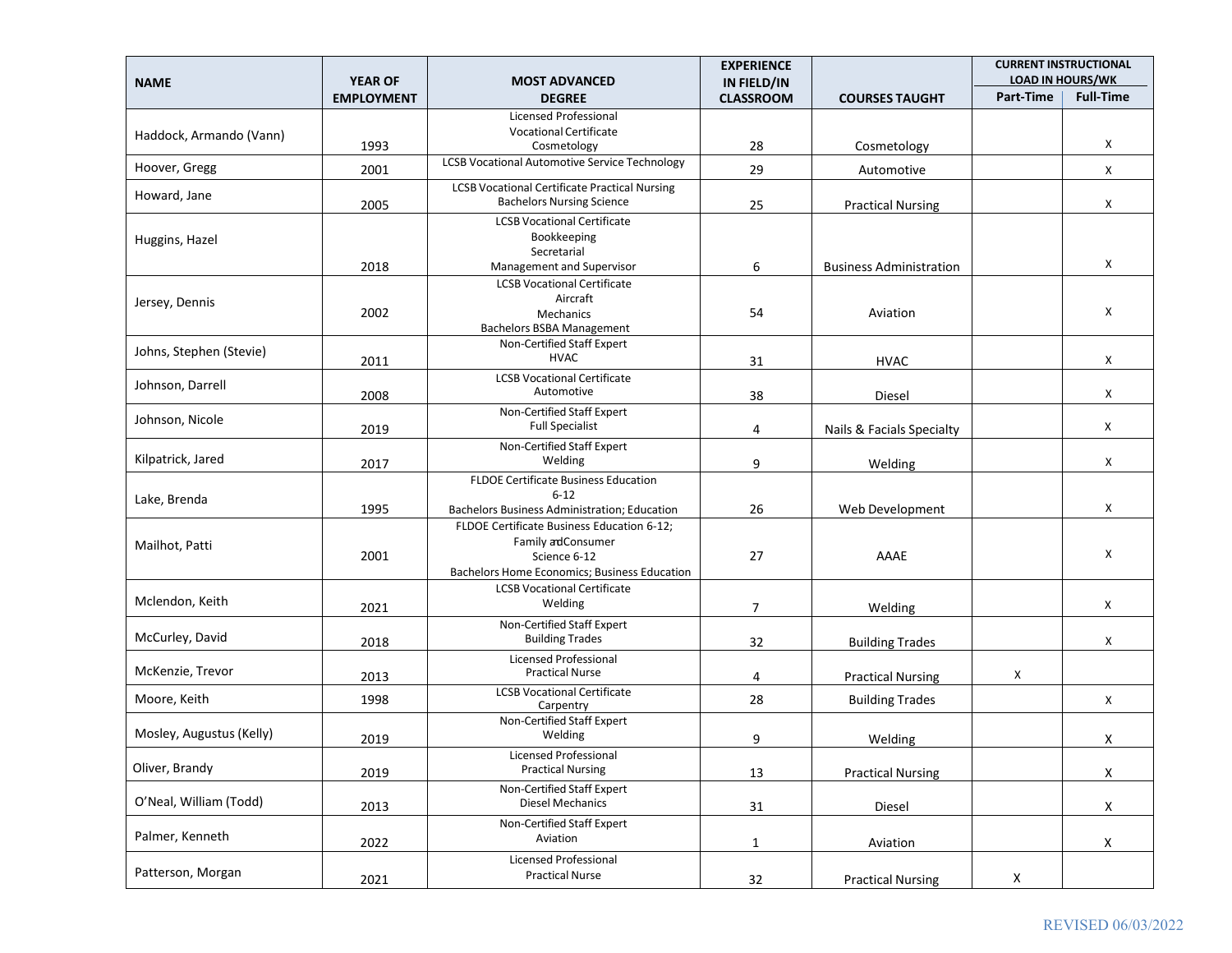| NAME | YEAR OF EMPLOYMENT | MOST ADVANCED DEGREE | EXPERIENCE IN FIELD/IN CLASSROOM | COURSES TAUGHT | CURRENT INSTRUCTIONAL LOAD IN HOURS/WK | |
|---|---|---|---|---|---|---|
| | | | | | Part-Time | Full-Time |
| Haddock, Armando (Vann) | 1993 | Licensed Professional Vocational Certificate Cosmetology | 28 | Cosmetology | | X |
| Hoover, Gregg | 2001 | LCSB Vocational Automotive Service Technology | 29 | Automotive | | X |
| Howard, Jane | 2005 | LCSB Vocational Certificate Practical Nursing Bachelors Nursing Science | 25 | Practical Nursing | | X |
| Huggins, Hazel | 2018 | LCSB Vocational Certificate Bookkeeping Secretarial Management and Supervisor | 6 | Business Administration | | X |
| Jersey, Dennis | 2002 | LCSB Vocational Certificate Aircraft Mechanics Bachelors BSBA Management | 54 | Aviation | | X |
| Johns, Stephen (Stevie) | 2011 | Non-Certified Staff Expert HVAC | 31 | HVAC | | X |
| Johnson, Darrell | 2008 | LCSB Vocational Certificate Automotive | 38 | Diesel | | X |
| Johnson, Nicole | 2019 | Non-Certified Staff Expert Full Specialist | 4 | Nails & Facials Specialty | | X |
| Kilpatrick, Jared | 2017 | Non-Certified Staff Expert Welding | 9 | Welding | | X |
| Lake, Brenda | 1995 | FLDOE Certificate Business Education 6-12 Bachelors Business Administration; Education | 26 | Web Development | | X |
| Mailhot, Patti | 2001 | FLDOE Certificate Business Education 6-12; Family and Consumer Science 6-12 Bachelors Home Economics; Business Education | 27 | AAAE | | X |
| Mclendon, Keith | 2021 | LCSB Vocational Certificate Welding | 7 | Welding | | X |
| McCurley, David | 2018 | Non-Certified Staff Expert Building Trades | 32 | Building Trades | | X |
| McKenzie, Trevor | 2013 | Licensed Professional Practical Nurse | 4 | Practical Nursing | X | |
| Moore, Keith | 1998 | LCSB Vocational Certificate Carpentry | 28 | Building Trades | | X |
| Mosley, Augustus (Kelly) | 2019 | Non-Certified Staff Expert Welding | 9 | Welding | | X |
| Oliver, Brandy | 2019 | Licensed Professional Practical Nursing | 13 | Practical Nursing | | X |
| O'Neal, William (Todd) | 2013 | Non-Certified Staff Expert Diesel Mechanics | 31 | Diesel | | X |
| Palmer, Kenneth | 2022 | Non-Certified Staff Expert Aviation | 1 | Aviation | | X |
| Patterson, Morgan | 2021 | Licensed Professional Practical Nurse | 32 | Practical Nursing | X | |

REVISED 06/03/2022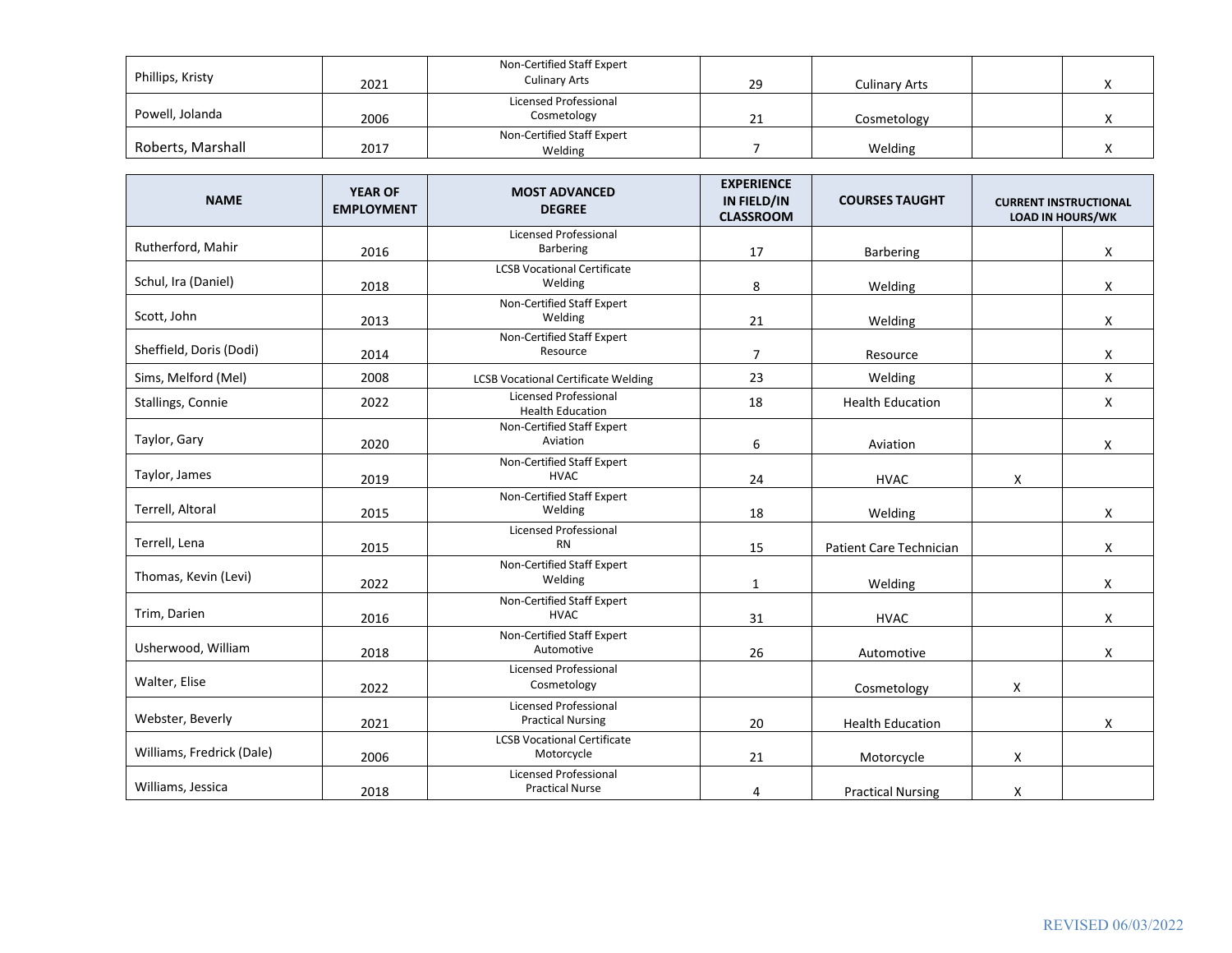| NAME | YEAR OF EMPLOYMENT | MOST ADVANCED DEGREE | EXPERIENCE IN FIELD/IN CLASSROOM | COURSES TAUGHT | CURRENT INSTRUCTIONAL LOAD IN HOURS/WK | |
|---|---|---|---|---|---|---|
| Phillips, Kristy | 2021 | Non-Certified Staff Expert Culinary Arts | 29 | Culinary Arts | | X |
| Powell, Jolanda | 2006 | Licensed Professional Cosmetology | 21 | Cosmetology | | X |
| Roberts, Marshall | 2017 | Non-Certified Staff Expert Welding | 7 | Welding | | X |
| Rutherford, Mahir | 2016 | Licensed Professional Barbering | 17 | Barbering | | X |
| Schul, Ira (Daniel) | 2018 | LCSB Vocational Certificate Welding | 8 | Welding | | X |
| Scott, John | 2013 | Non-Certified Staff Expert Welding | 21 | Welding | | X |
| Sheffield, Doris (Dodi) | 2014 | Non-Certified Staff Expert Resource | 7 | Resource | | X |
| Sims, Melford (Mel) | 2008 | LCSB Vocational Certificate Welding | 23 | Welding | | X |
| Stallings, Connie | 2022 | Licensed Professional Health Education | 18 | Health Education | | X |
| Taylor, Gary | 2020 | Non-Certified Staff Expert Aviation | 6 | Aviation | | X |
| Taylor, James | 2019 | Non-Certified Staff Expert HVAC | 24 | HVAC | X | |
| Terrell, Altoral | 2015 | Non-Certified Staff Expert Welding | 18 | Welding | | X |
| Terrell, Lena | 2015 | Licensed Professional RN | 15 | Patient Care Technician | | X |
| Thomas, Kevin (Levi) | 2022 | Non-Certified Staff Expert Welding | 1 | Welding | | X |
| Trim, Darien | 2016 | Non-Certified Staff Expert HVAC | 31 | HVAC | | X |
| Usherwood, William | 2018 | Non-Certified Staff Expert Automotive | 26 | Automotive | | X |
| Walter, Elise | 2022 | Licensed Professional Cosmetology | | Cosmetology | X | |
| Webster, Beverly | 2021 | Licensed Professional Practical Nursing | 20 | Health Education | | X |
| Williams, Fredrick (Dale) | 2006 | LCSB Vocational Certificate Motorcycle | 21 | Motorcycle | X | |
| Williams, Jessica | 2018 | Licensed Professional Practical Nurse | 4 | Practical Nursing | X | |

REVISED 06/03/2022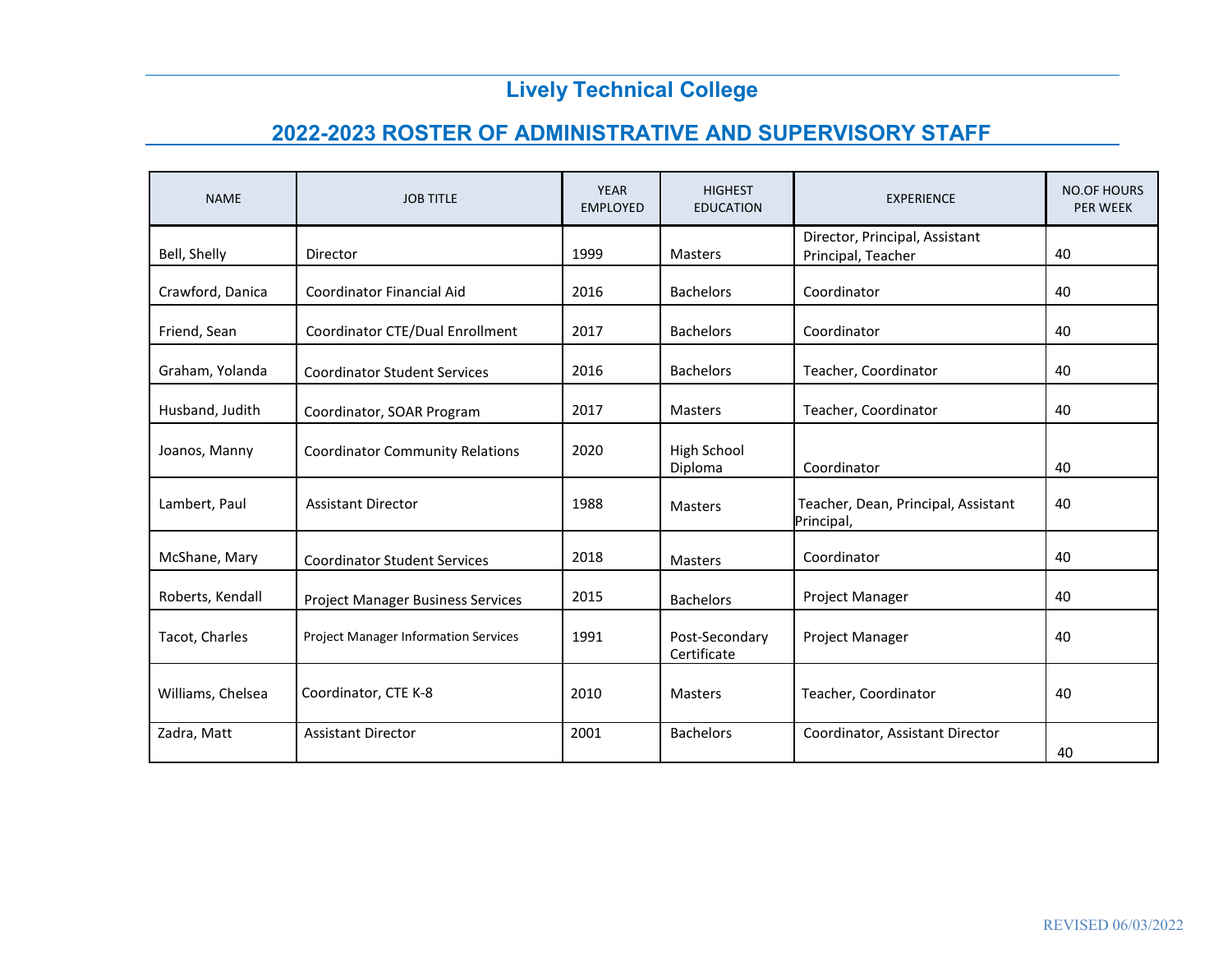# Lively Technical College

## 2022-2023 ROSTER OF ADMINISTRATIVE AND SUPERVISORY STAFF

| NAME | JOB TITLE | YEAR EMPLOYED | HIGHEST EDUCATION | EXPERIENCE | NO.OF HOURS PER WEEK |
|---|---|---|---|---|---|
| Bell, Shelly | Director | 1999 | Masters | Director, Principal, Assistant Principal, Teacher | 40 |
| Crawford, Danica | Coordinator Financial Aid | 2016 | Bachelors | Coordinator | 40 |
| Friend, Sean | Coordinator CTE/Dual Enrollment | 2017 | Bachelors | Coordinator | 40 |
| Graham, Yolanda | Coordinator Student Services | 2016 | Bachelors | Teacher, Coordinator | 40 |
| Husband, Judith | Coordinator, SOAR Program | 2017 | Masters | Teacher, Coordinator | 40 |
| Joanos, Manny | Coordinator Community Relations | 2020 | High School Diploma | Coordinator | 40 |
| Lambert, Paul | Assistant Director | 1988 | Masters | Teacher, Dean, Principal, Assistant Principal, | 40 |
| McShane, Mary | Coordinator Student Services | 2018 | Masters | Coordinator | 40 |
| Roberts, Kendall | Project Manager Business Services | 2015 | Bachelors | Project Manager | 40 |
| Tacot, Charles | Project Manager Information Services | 1991 | Post-Secondary Certificate | Project Manager | 40 |
| Williams, Chelsea | Coordinator, CTE K-8 | 2010 | Masters | Teacher, Coordinator | 40 |
| Zadra, Matt | Assistant Director | 2001 | Bachelors | Coordinator, Assistant Director | 40 |

REVISED 06/03/2022